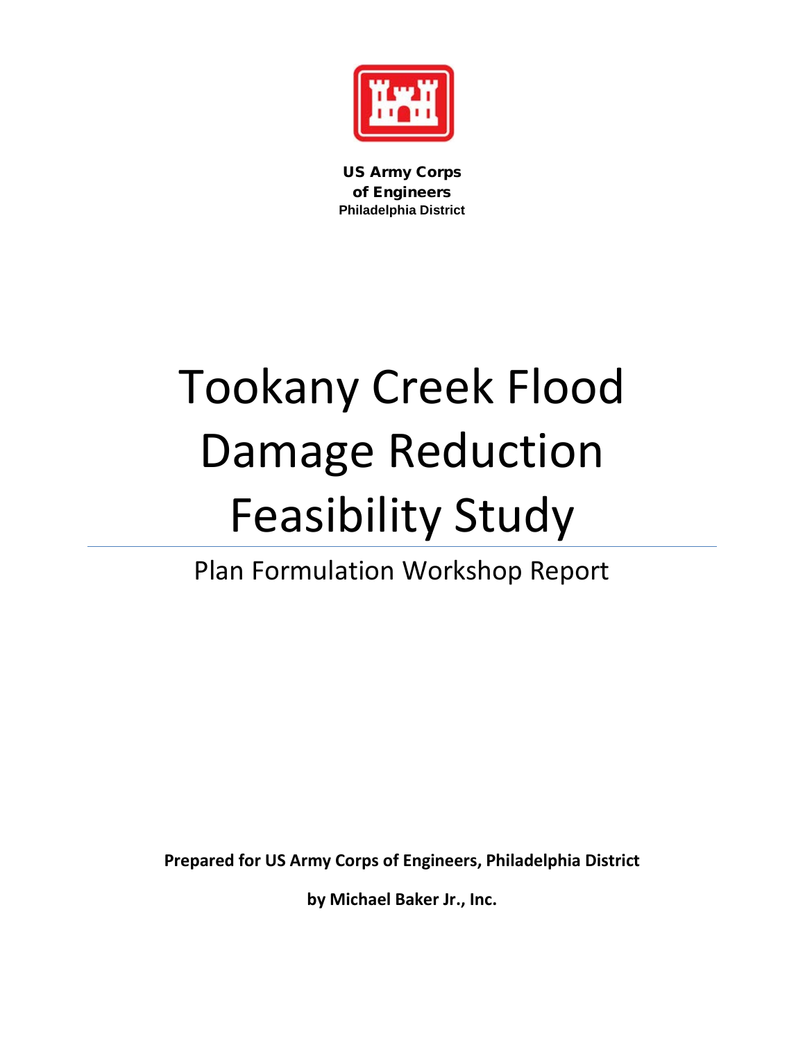US Army Corps
of Engineers
Philadelphia District

# Tookany Creek Flood Damage Reduction Feasibility Study

## Plan Formulation Workshop Report

**Prepared for US Army Corps of Engineers, Philadelphia District**

**by Michael Baker Jr., Inc.**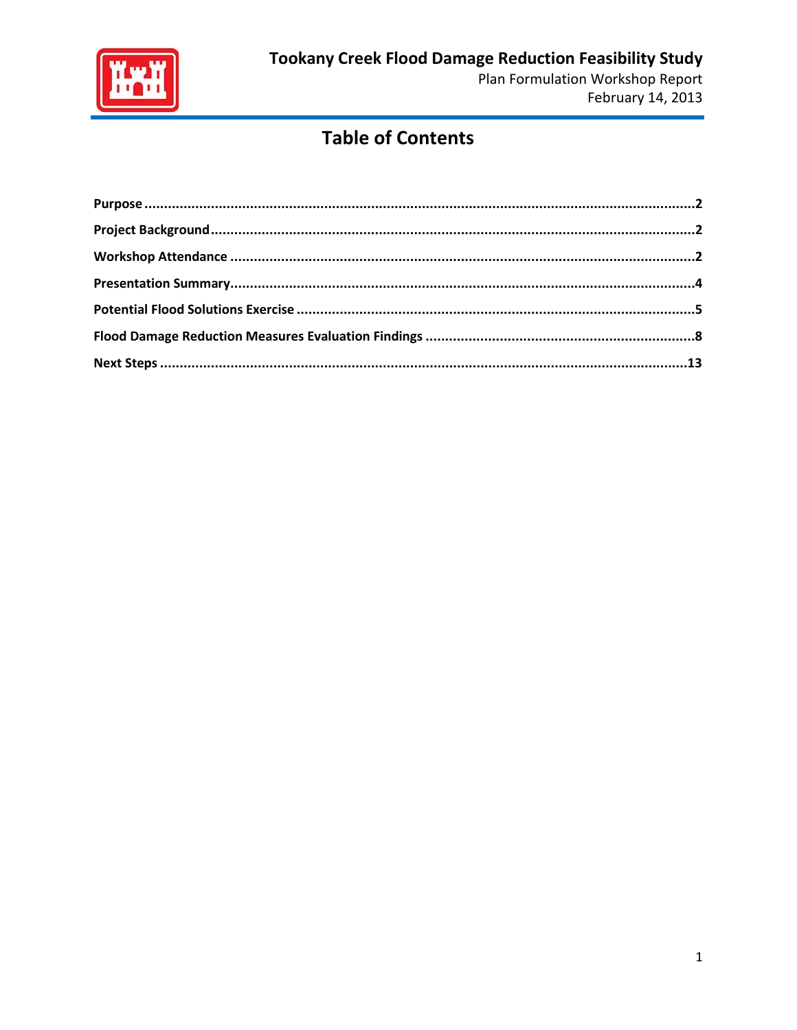# Table of Contents

**Purpose** .......... 2

**Project Background** .......... 2

**Workshop Attendance** .......... 2

**Presentation Summary** .......... 4

**Potential Flood Solutions Exercise** .......... 5

**Flood Damage Reduction Measures Evaluation Findings** .......... 8

**Next Steps** .......... 13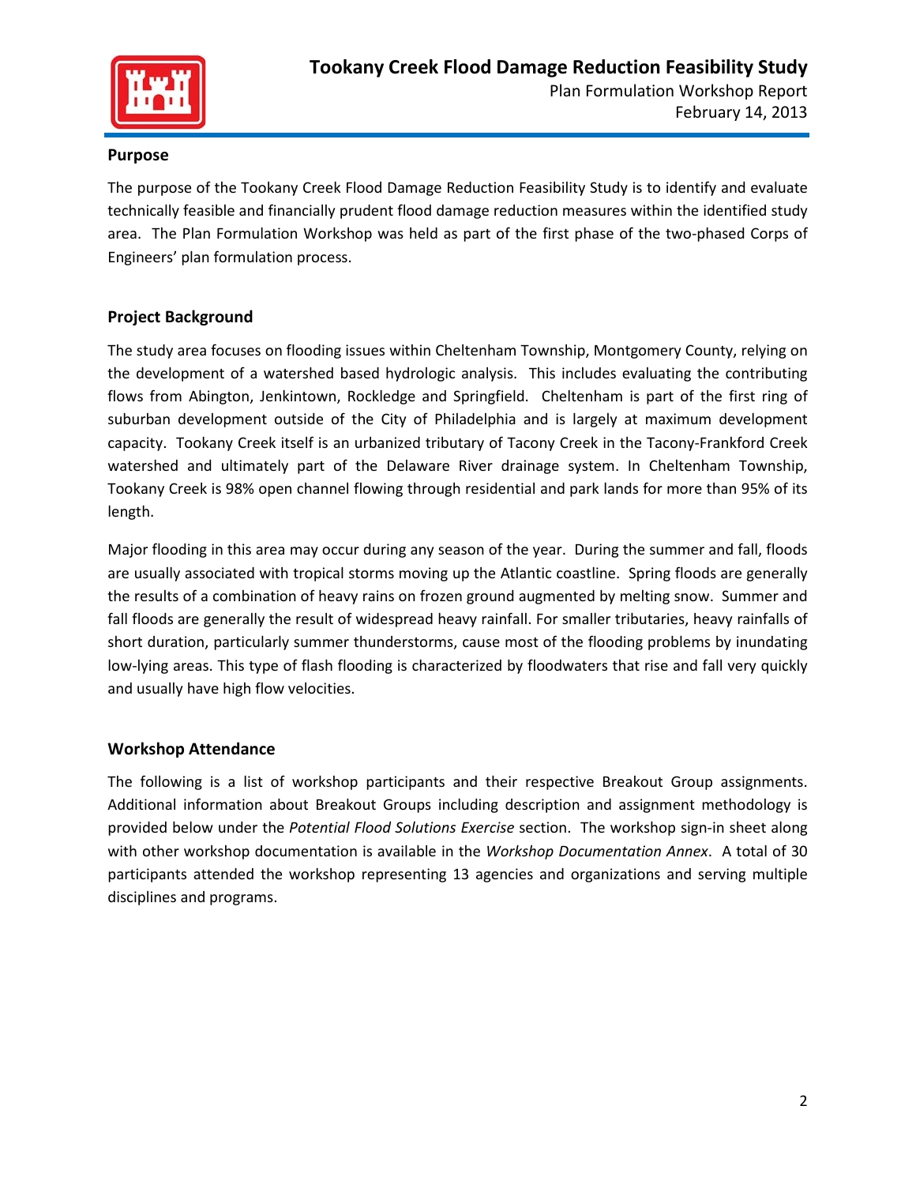## Purpose

The purpose of the Tookany Creek Flood Damage Reduction Feasibility Study is to identify and evaluate technically feasible and financially prudent flood damage reduction measures within the identified study area. The Plan Formulation Workshop was held as part of the first phase of the two-phased Corps of Engineers' plan formulation process.

## Project Background

The study area focuses on flooding issues within Cheltenham Township, Montgomery County, relying on the development of a watershed based hydrologic analysis. This includes evaluating the contributing flows from Abington, Jenkintown, Rockledge and Springfield. Cheltenham is part of the first ring of suburban development outside of the City of Philadelphia and is largely at maximum development capacity. Tookany Creek itself is an urbanized tributary of Tacony Creek in the Tacony-Frankford Creek watershed and ultimately part of the Delaware River drainage system. In Cheltenham Township, Tookany Creek is 98% open channel flowing through residential and park lands for more than 95% of its length.

Major flooding in this area may occur during any season of the year. During the summer and fall, floods are usually associated with tropical storms moving up the Atlantic coastline. Spring floods are generally the results of a combination of heavy rains on frozen ground augmented by melting snow. Summer and fall floods are generally the result of widespread heavy rainfall. For smaller tributaries, heavy rainfalls of short duration, particularly summer thunderstorms, cause most of the flooding problems by inundating low-lying areas. This type of flash flooding is characterized by floodwaters that rise and fall very quickly and usually have high flow velocities.

## Workshop Attendance

The following is a list of workshop participants and their respective Breakout Group assignments. Additional information about Breakout Groups including description and assignment methodology is provided below under the *Potential Flood Solutions Exercise* section. The workshop sign-in sheet along with other workshop documentation is available in the *Workshop Documentation Annex*. A total of 30 participants attended the workshop representing 13 agencies and organizations and serving multiple disciplines and programs.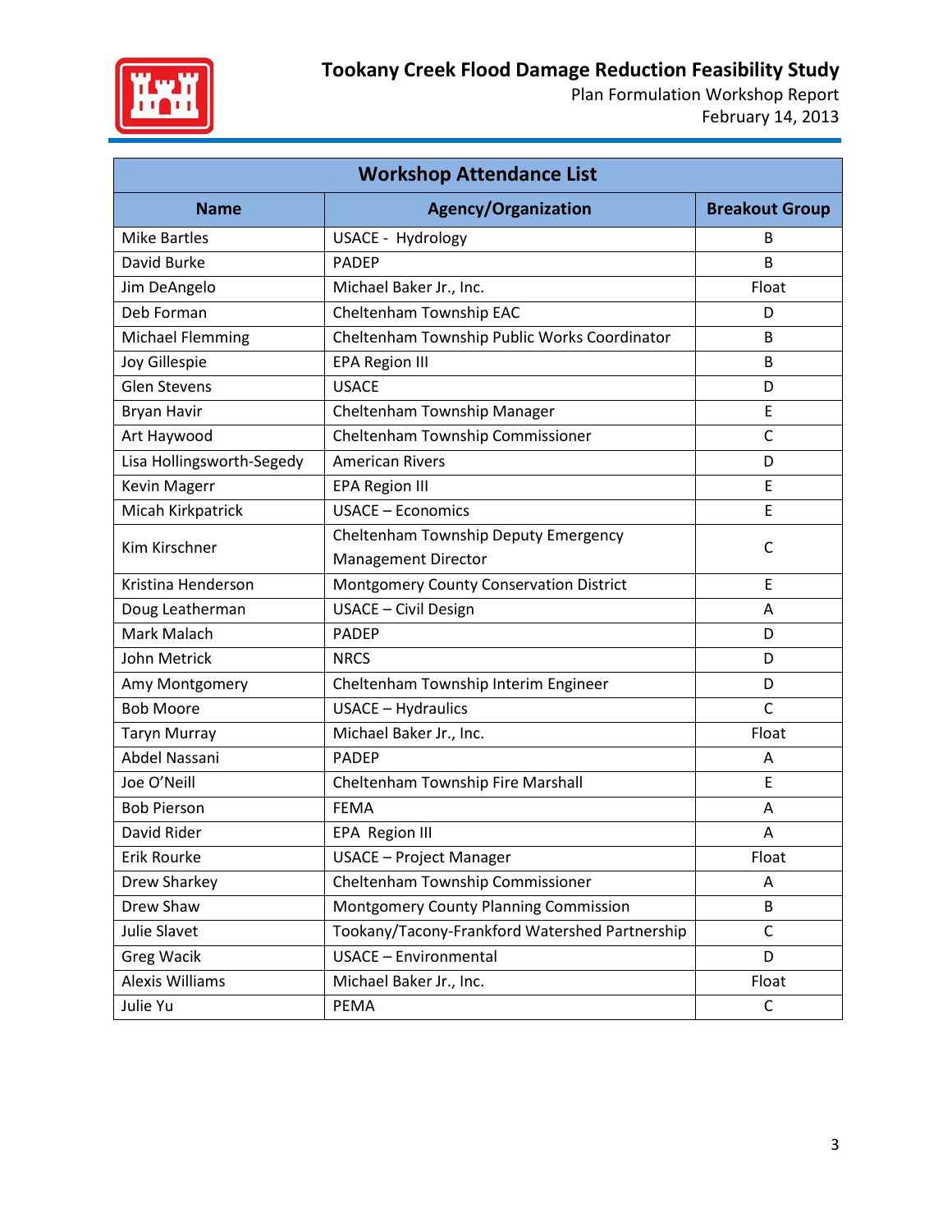| Workshop Attendance List | | |
|---|---|---|
| **Name** | **Agency/Organization** | **Breakout Group** |
| Mike Bartles | USACE - Hydrology | B |
| David Burke | PADEP | B |
| Jim DeAngelo | Michael Baker Jr., Inc. | Float |
| Deb Forman | Cheltenham Township EAC | D |
| Michael Flemming | Cheltenham Township Public Works Coordinator | B |
| Joy Gillespie | EPA Region III | B |
| Glen Stevens | USACE | D |
| Bryan Havir | Cheltenham Township Manager | E |
| Art Haywood | Cheltenham Township Commissioner | C |
| Lisa Hollingsworth-Segedy | American Rivers | D |
| Kevin Magerr | EPA Region III | E |
| Micah Kirkpatrick | USACE – Economics | E |
| Kim Kirschner | Cheltenham Township Deputy Emergency Management Director | C |
| Kristina Henderson | Montgomery County Conservation District | E |
| Doug Leatherman | USACE – Civil Design | A |
| Mark Malach | PADEP | D |
| John Metrick | NRCS | D |
| Amy Montgomery | Cheltenham Township Interim Engineer | D |
| Bob Moore | USACE – Hydraulics | C |
| Taryn Murray | Michael Baker Jr., Inc. | Float |
| Abdel Nassani | PADEP | A |
| Joe O'Neill | Cheltenham Township Fire Marshall | E |
| Bob Pierson | FEMA | A |
| David Rider | EPA Region III | A |
| Erik Rourke | USACE – Project Manager | Float |
| Drew Sharkey | Cheltenham Township Commissioner | A |
| Drew Shaw | Montgomery County Planning Commission | B |
| Julie Slavet | Tookany/Tacony-Frankford Watershed Partnership | C |
| Greg Wacik | USACE – Environmental | D |
| Alexis Williams | Michael Baker Jr., Inc. | Float |
| Julie Yu | PEMA | C |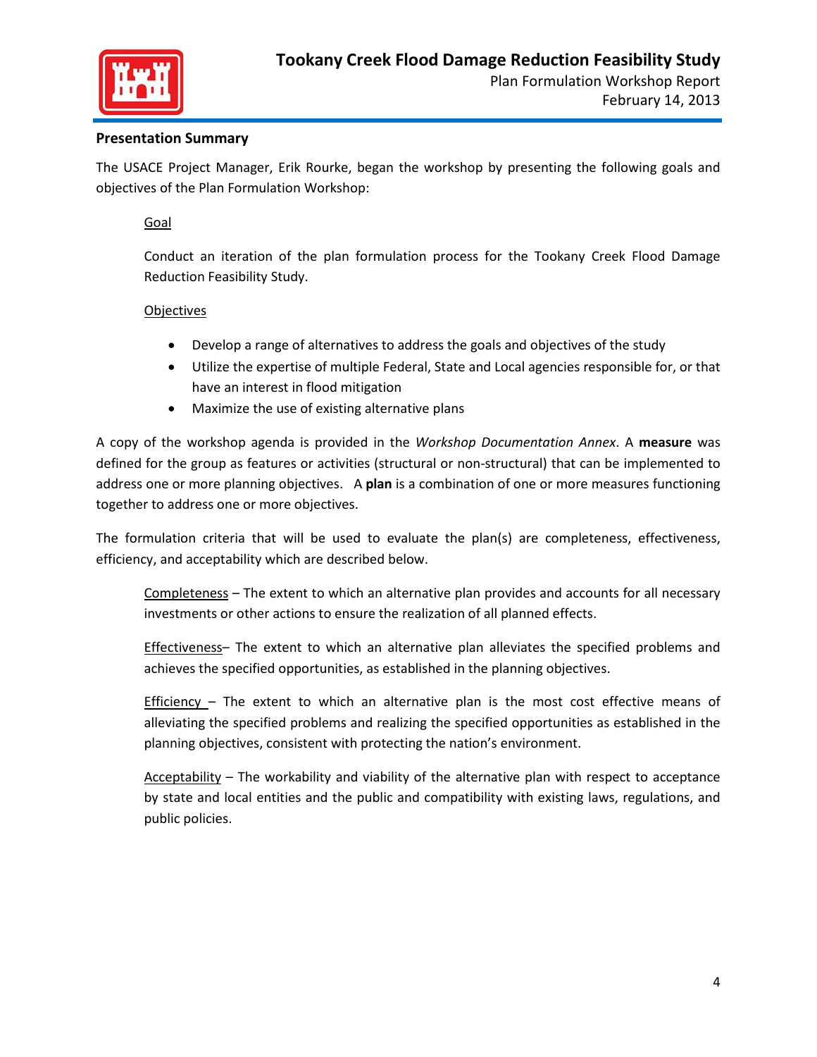## Presentation Summary

The USACE Project Manager, Erik Rourke, began the workshop by presenting the following goals and objectives of the Plan Formulation Workshop:

Goal

Conduct an iteration of the plan formulation process for the Tookany Creek Flood Damage Reduction Feasibility Study.

Objectives

- Develop a range of alternatives to address the goals and objectives of the study
- Utilize the expertise of multiple Federal, State and Local agencies responsible for, or that have an interest in flood mitigation
- Maximize the use of existing alternative plans

A copy of the workshop agenda is provided in the *Workshop Documentation Annex*. A **measure** was defined for the group as features or activities (structural or non-structural) that can be implemented to address one or more planning objectives. A **plan** is a combination of one or more measures functioning together to address one or more objectives.

The formulation criteria that will be used to evaluate the plan(s) are completeness, effectiveness, efficiency, and acceptability which are described below.

Completeness – The extent to which an alternative plan provides and accounts for all necessary investments or other actions to ensure the realization of all planned effects.

Effectiveness– The extent to which an alternative plan alleviates the specified problems and achieves the specified opportunities, as established in the planning objectives.

Efficiency – The extent to which an alternative plan is the most cost effective means of alleviating the specified problems and realizing the specified opportunities as established in the planning objectives, consistent with protecting the nation's environment.

Acceptability – The workability and viability of the alternative plan with respect to acceptance by state and local entities and the public and compatibility with existing laws, regulations, and public policies.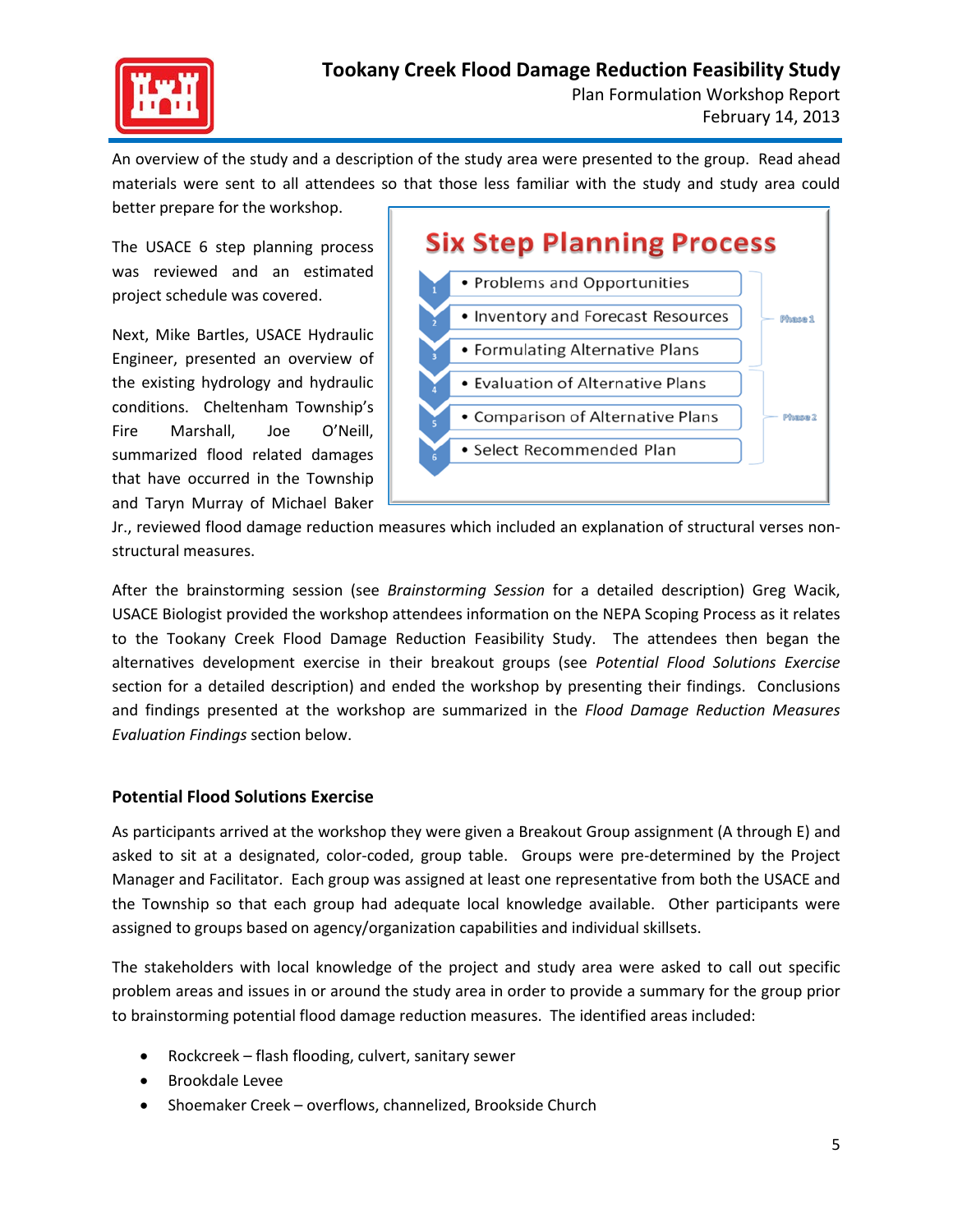An overview of the study and a description of the study area were presented to the group. Read ahead materials were sent to all attendees so that those less familiar with the study and study area could better prepare for the workshop.

The USACE 6 step planning process was reviewed and an estimated project schedule was covered.

**Six Step Planning Process**

1. Problems and Opportunities
2. Inventory and Forecast Resources
3. Formulating Alternative Plans
4. Evaluation of Alternative Plans
5. Comparison of Alternative Plans
6. Select Recommended Plan

Phase 1 (steps 1–3); Phase 2 (steps 4–6)

Next, Mike Bartles, USACE Hydraulic Engineer, presented an overview of the existing hydrology and hydraulic conditions. Cheltenham Township's Fire Marshall, Joe O'Neill, summarized flood related damages that have occurred in the Township and Taryn Murray of Michael Baker Jr., reviewed flood damage reduction measures which included an explanation of structural verses non-structural measures.

After the brainstorming session (see *Brainstorming Session* for a detailed description) Greg Wacik, USACE Biologist provided the workshop attendees information on the NEPA Scoping Process as it relates to the Tookany Creek Flood Damage Reduction Feasibility Study. The attendees then began the alternatives development exercise in their breakout groups (see *Potential Flood Solutions Exercise* section for a detailed description) and ended the workshop by presenting their findings. Conclusions and findings presented at the workshop are summarized in the *Flood Damage Reduction Measures Evaluation Findings* section below.

### Potential Flood Solutions Exercise

As participants arrived at the workshop they were given a Breakout Group assignment (A through E) and asked to sit at a designated, color-coded, group table. Groups were pre-determined by the Project Manager and Facilitator. Each group was assigned at least one representative from both the USACE and the Township so that each group had adequate local knowledge available. Other participants were assigned to groups based on agency/organization capabilities and individual skillsets.

The stakeholders with local knowledge of the project and study area were asked to call out specific problem areas and issues in or around the study area in order to provide a summary for the group prior to brainstorming potential flood damage reduction measures. The identified areas included:

- Rockcreek – flash flooding, culvert, sanitary sewer
- Brookdale Levee
- Shoemaker Creek – overflows, channelized, Brookside Church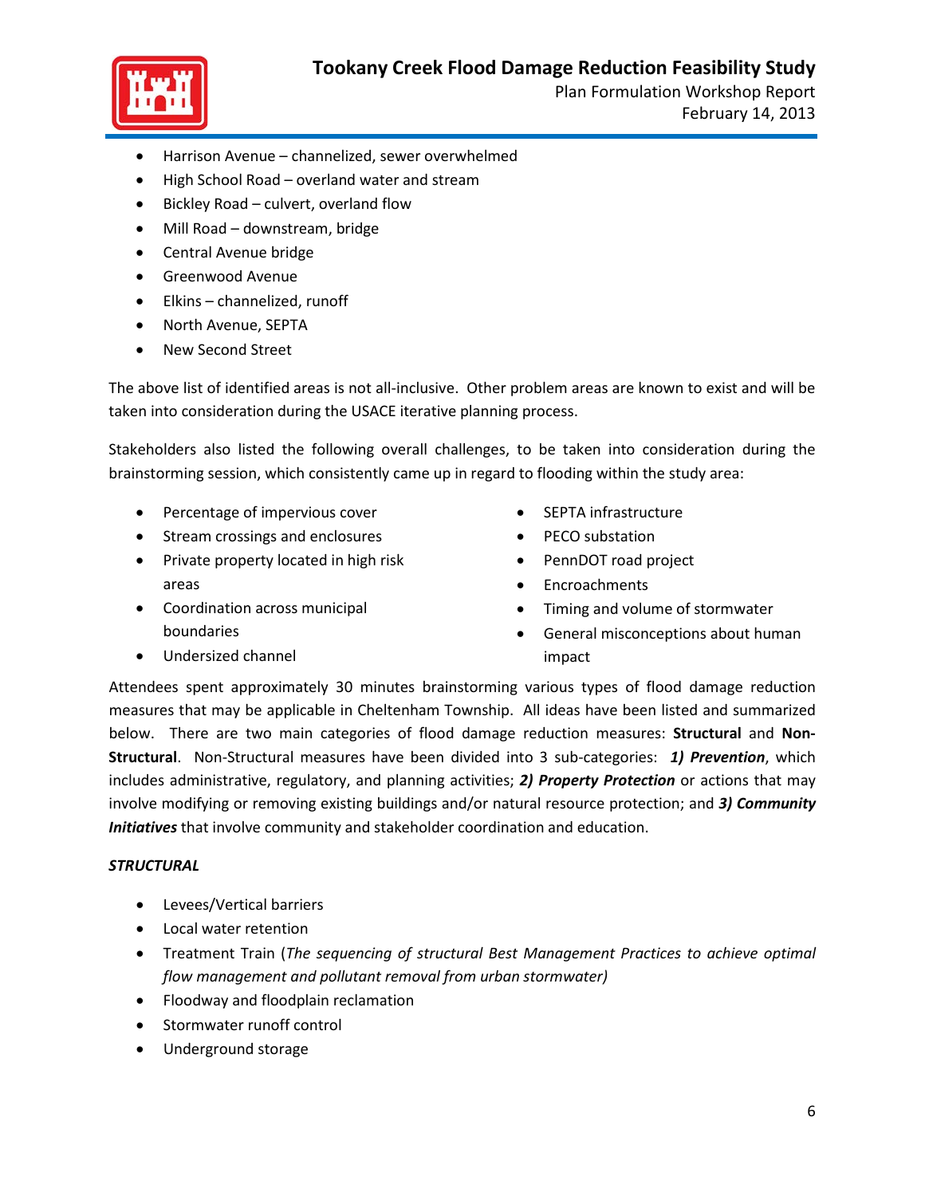- Harrison Avenue – channelized, sewer overwhelmed
- High School Road – overland water and stream
- Bickley Road – culvert, overland flow
- Mill Road – downstream, bridge
- Central Avenue bridge
- Greenwood Avenue
- Elkins – channelized, runoff
- North Avenue, SEPTA
- New Second Street

The above list of identified areas is not all-inclusive. Other problem areas are known to exist and will be taken into consideration during the USACE iterative planning process.

Stakeholders also listed the following overall challenges, to be taken into consideration during the brainstorming session, which consistently came up in regard to flooding within the study area:

- Percentage of impervious cover
- Stream crossings and enclosures
- Private property located in high risk areas
- Coordination across municipal boundaries
- Undersized channel
- SEPTA infrastructure
- PECO substation
- PennDOT road project
- Encroachments
- Timing and volume of stormwater
- General misconceptions about human impact

Attendees spent approximately 30 minutes brainstorming various types of flood damage reduction measures that may be applicable in Cheltenham Township. All ideas have been listed and summarized below. There are two main categories of flood damage reduction measures: **Structural** and **Non-Structural**. Non-Structural measures have been divided into 3 sub-categories: ***1) Prevention***, which includes administrative, regulatory, and planning activities; ***2) Property Protection*** or actions that may involve modifying or removing existing buildings and/or natural resource protection; and ***3) Community Initiatives*** that involve community and stakeholder coordination and education.

***STRUCTURAL***

- Levees/Vertical barriers
- Local water retention
- Treatment Train (*The sequencing of structural Best Management Practices to achieve optimal flow management and pollutant removal from urban stormwater)*
- Floodway and floodplain reclamation
- Stormwater runoff control
- Underground storage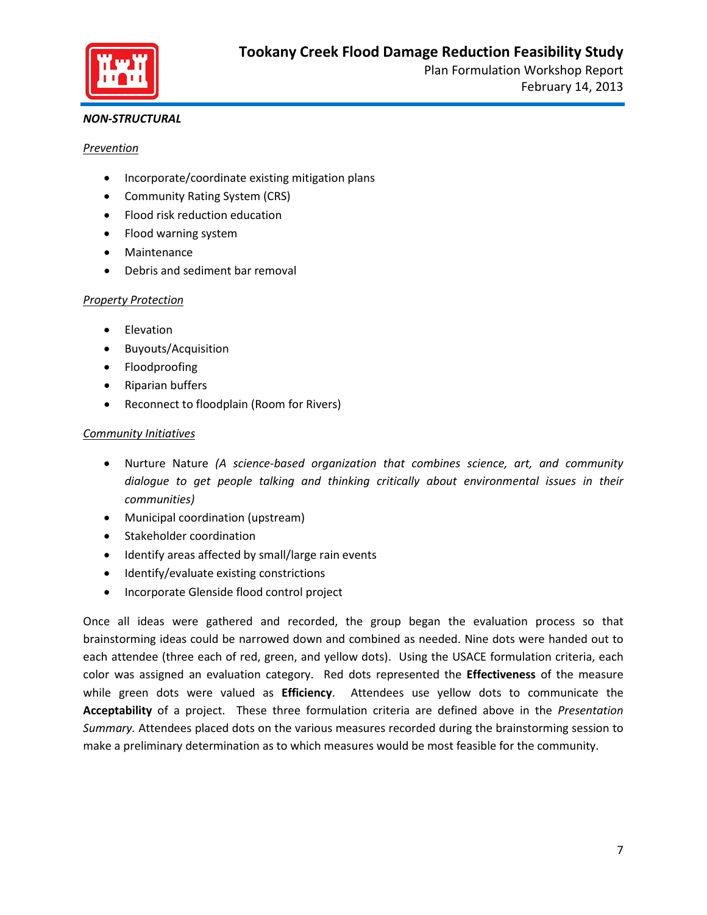***NON-STRUCTURAL***

*Prevention*

- Incorporate/coordinate existing mitigation plans
- Community Rating System (CRS)
- Flood risk reduction education
- Flood warning system
- Maintenance
- Debris and sediment bar removal

*Property Protection*

- Elevation
- Buyouts/Acquisition
- Floodproofing
- Riparian buffers
- Reconnect to floodplain (Room for Rivers)

*Community Initiatives*

- Nurture Nature *(A science-based organization that combines science, art, and community dialogue to get people talking and thinking critically about environmental issues in their communities)*
- Municipal coordination (upstream)
- Stakeholder coordination
- Identify areas affected by small/large rain events
- Identify/evaluate existing constrictions
- Incorporate Glenside flood control project

Once all ideas were gathered and recorded, the group began the evaluation process so that brainstorming ideas could be narrowed down and combined as needed. Nine dots were handed out to each attendee (three each of red, green, and yellow dots). Using the USACE formulation criteria, each color was assigned an evaluation category. Red dots represented the **Effectiveness** of the measure while green dots were valued as **Efficiency**. Attendees use yellow dots to communicate the **Acceptability** of a project. These three formulation criteria are defined above in the *Presentation Summary*. Attendees placed dots on the various measures recorded during the brainstorming session to make a preliminary determination as to which measures would be most feasible for the community.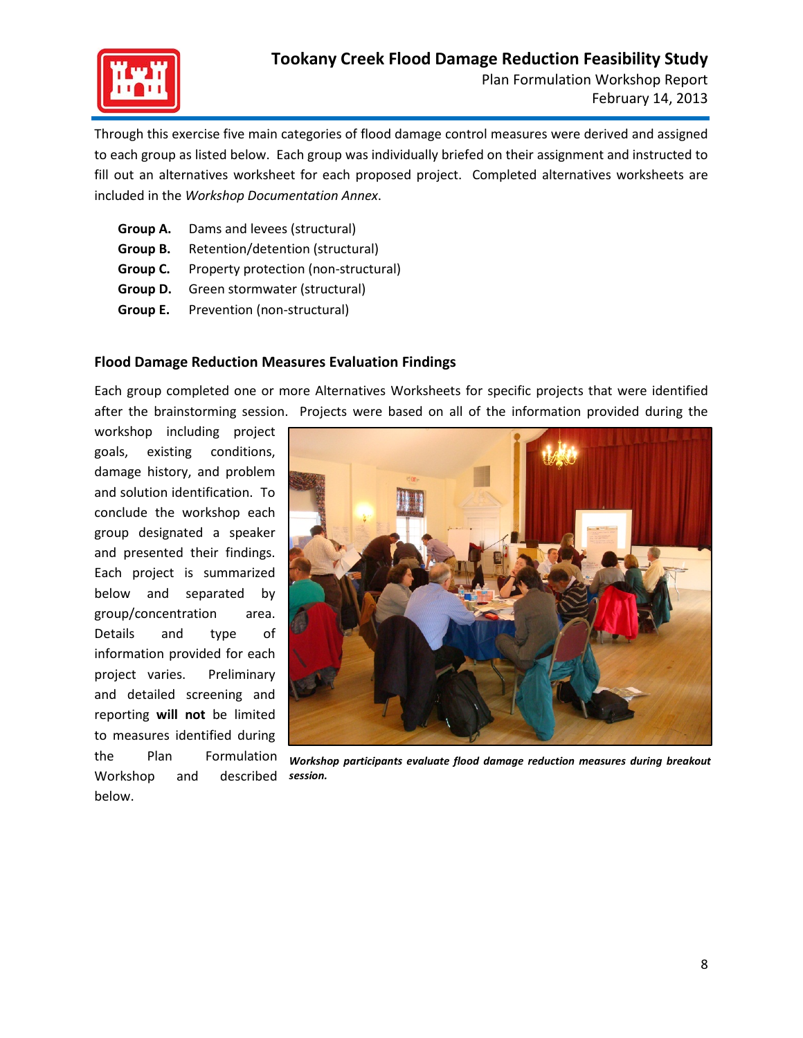Through this exercise five main categories of flood damage control measures were derived and assigned to each group as listed below. Each group was individually briefed on their assignment and instructed to fill out an alternatives worksheet for each proposed project. Completed alternatives worksheets are included in the *Workshop Documentation Annex*.

- **Group A.** Dams and levees (structural)
- **Group B.** Retention/detention (structural)
- **Group C.** Property protection (non-structural)
- **Group D.** Green stormwater (structural)
- **Group E.** Prevention (non-structural)

### Flood Damage Reduction Measures Evaluation Findings

Each group completed one or more Alternatives Worksheets for specific projects that were identified after the brainstorming session. Projects were based on all of the information provided during the workshop including project goals, existing conditions, damage history, and problem and solution identification. To conclude the workshop each group designated a speaker and presented their findings. Each project is summarized below and separated by group/concentration area. Details and type of information provided for each project varies. Preliminary and detailed screening and reporting **will not** be limited to measures identified during the Plan Formulation Workshop and described below.

***Workshop participants evaluate flood damage reduction measures during breakout session.***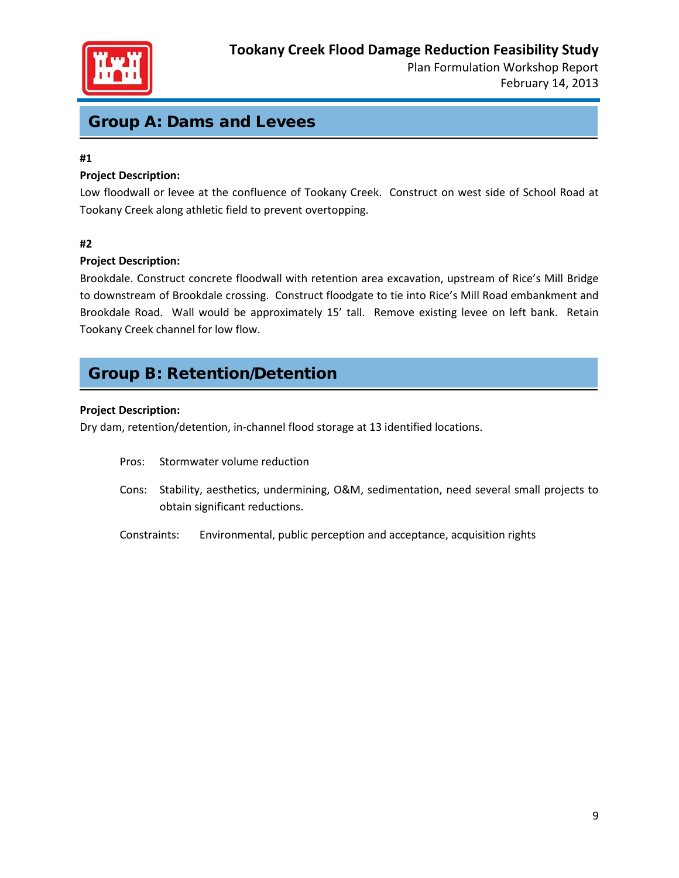## Group A: Dams and Levees

**#1**

**Project Description:**
Low floodwall or levee at the confluence of Tookany Creek. Construct on west side of School Road at Tookany Creek along athletic field to prevent overtopping.

**#2**

**Project Description:**
Brookdale. Construct concrete floodwall with retention area excavation, upstream of Rice's Mill Bridge to downstream of Brookdale crossing. Construct floodgate to tie into Rice's Mill Road embankment and Brookdale Road. Wall would be approximately 15' tall. Remove existing levee on left bank. Retain Tookany Creek channel for low flow.

## Group B: Retention/Detention

**Project Description:**
Dry dam, retention/detention, in-channel flood storage at 13 identified locations.

Pros: Stormwater volume reduction

Cons: Stability, aesthetics, undermining, O&M, sedimentation, need several small projects to obtain significant reductions.

Constraints: Environmental, public perception and acceptance, acquisition rights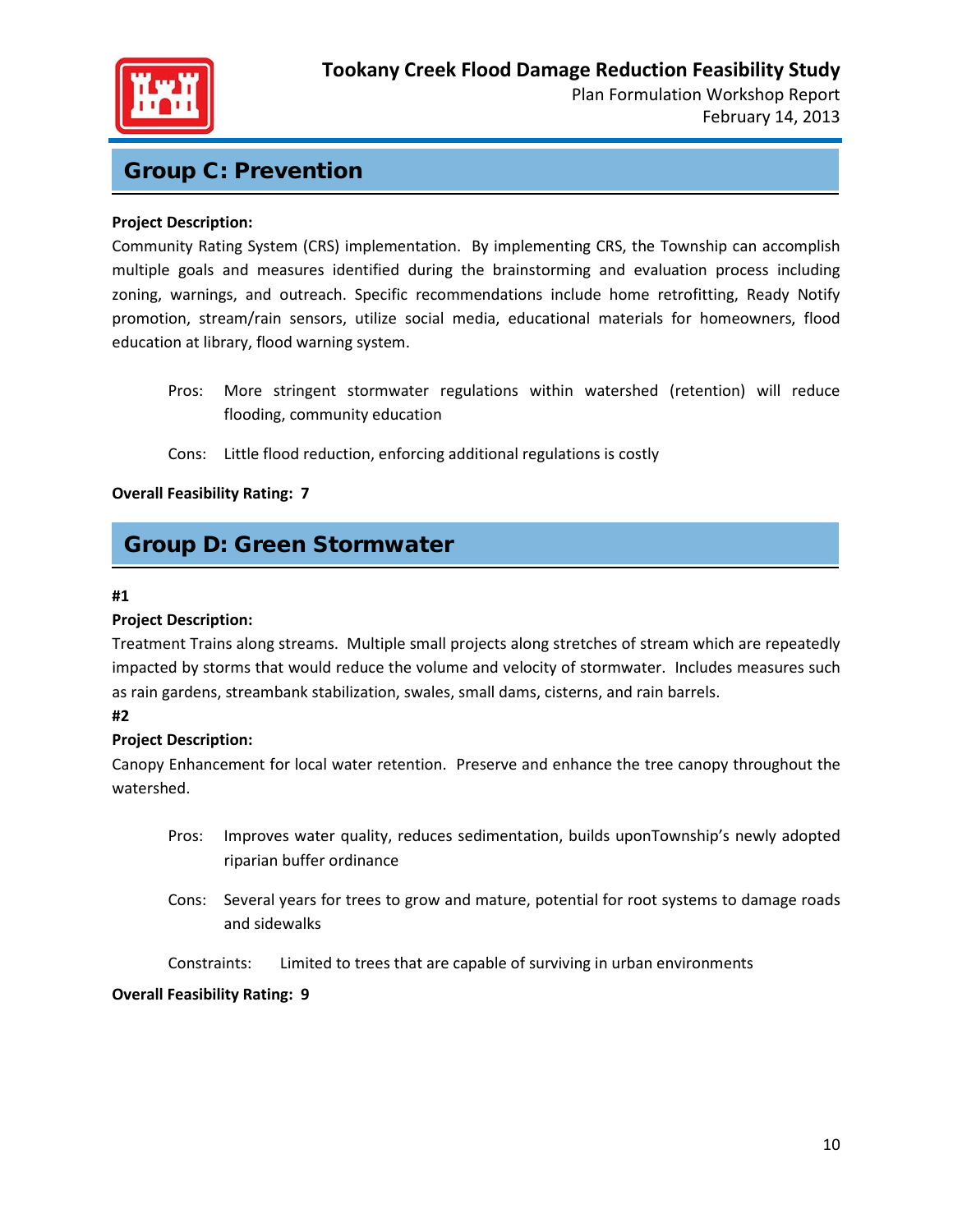## Group C: Prevention

**Project Description:**

Community Rating System (CRS) implementation. By implementing CRS, the Township can accomplish multiple goals and measures identified during the brainstorming and evaluation process including zoning, warnings, and outreach. Specific recommendations include home retrofitting, Ready Notify promotion, stream/rain sensors, utilize social media, educational materials for homeowners, flood education at library, flood warning system.

Pros: More stringent stormwater regulations within watershed (retention) will reduce flooding, community education

Cons: Little flood reduction, enforcing additional regulations is costly

**Overall Feasibility Rating: 7**

## Group D: Green Stormwater

**#1**

**Project Description:**

Treatment Trains along streams. Multiple small projects along stretches of stream which are repeatedly impacted by storms that would reduce the volume and velocity of stormwater. Includes measures such as rain gardens, streambank stabilization, swales, small dams, cisterns, and rain barrels.

**#2**

**Project Description:**

Canopy Enhancement for local water retention. Preserve and enhance the tree canopy throughout the watershed.

Pros: Improves water quality, reduces sedimentation, builds uponTownship's newly adopted riparian buffer ordinance

Cons: Several years for trees to grow and mature, potential for root systems to damage roads and sidewalks

Constraints: Limited to trees that are capable of surviving in urban environments

**Overall Feasibility Rating: 9**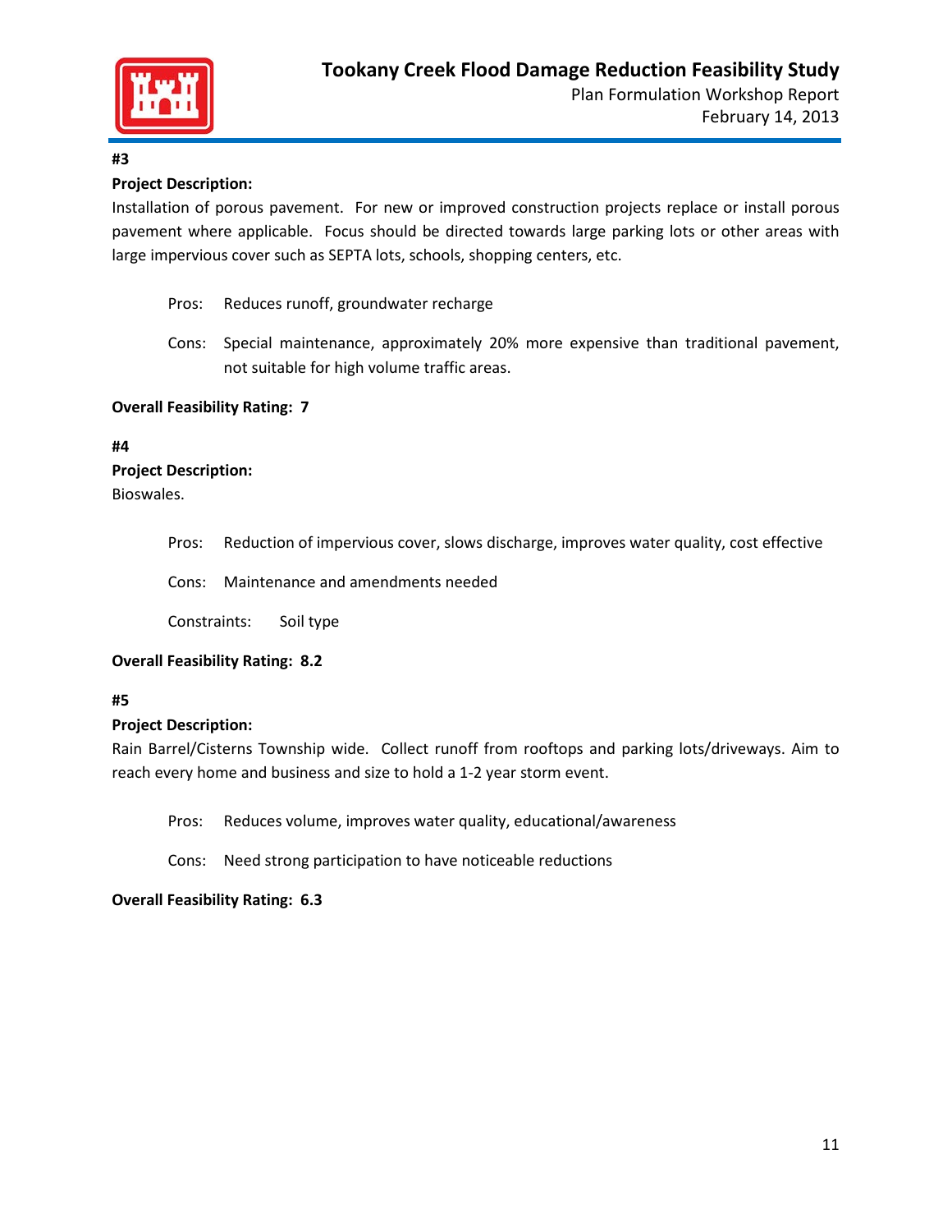**#3**

**Project Description:**

Installation of porous pavement. For new or improved construction projects replace or install porous pavement where applicable. Focus should be directed towards large parking lots or other areas with large impervious cover such as SEPTA lots, schools, shopping centers, etc.

Pros: Reduces runoff, groundwater recharge

Cons: Special maintenance, approximately 20% more expensive than traditional pavement, not suitable for high volume traffic areas.

**Overall Feasibility Rating: 7**

**#4**

**Project Description:**

Bioswales.

Pros: Reduction of impervious cover, slows discharge, improves water quality, cost effective

Cons: Maintenance and amendments needed

Constraints: Soil type

**Overall Feasibility Rating: 8.2**

**#5**

**Project Description:**

Rain Barrel/Cisterns Township wide. Collect runoff from rooftops and parking lots/driveways. Aim to reach every home and business and size to hold a 1-2 year storm event.

Pros: Reduces volume, improves water quality, educational/awareness

Cons: Need strong participation to have noticeable reductions

**Overall Feasibility Rating: 6.3**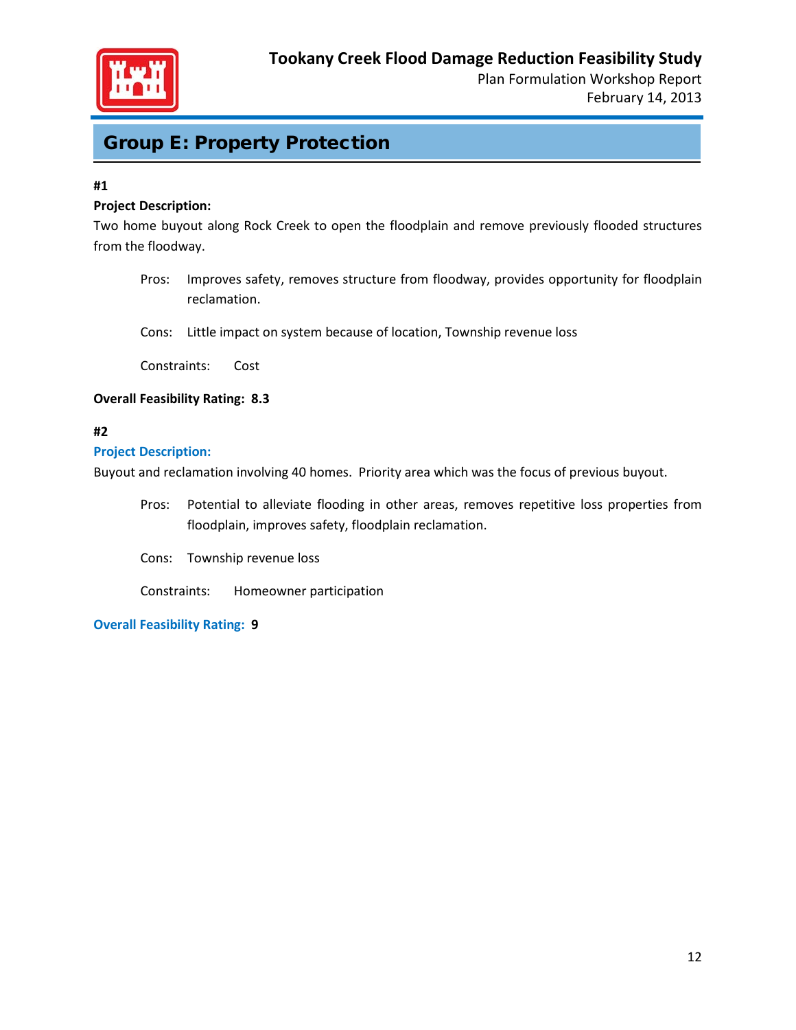## Group E: Property Protection

**#1**

**Project Description:**

Two home buyout along Rock Creek to open the floodplain and remove previously flooded structures from the floodway.

Pros: Improves safety, removes structure from floodway, provides opportunity for floodplain reclamation.

Cons: Little impact on system because of location, Township revenue loss

Constraints: Cost

**Overall Feasibility Rating: 8.3**

**#2**

**Project Description:**

Buyout and reclamation involving 40 homes. Priority area which was the focus of previous buyout.

Pros: Potential to alleviate flooding in other areas, removes repetitive loss properties from floodplain, improves safety, floodplain reclamation.

Cons: Township revenue loss

Constraints: Homeowner participation

**Overall Feasibility Rating: 9**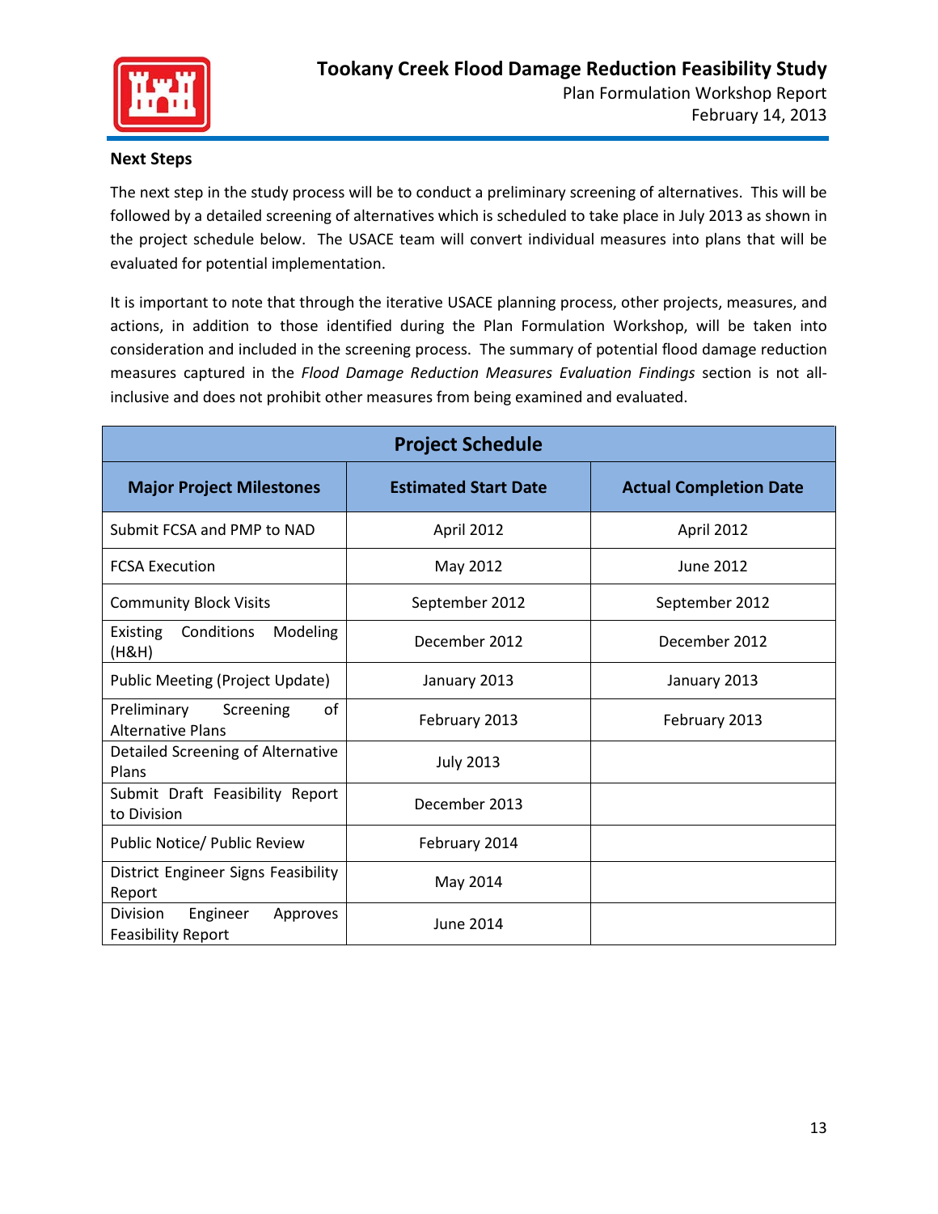## Next Steps

The next step in the study process will be to conduct a preliminary screening of alternatives. This will be followed by a detailed screening of alternatives which is scheduled to take place in July 2013 as shown in the project schedule below. The USACE team will convert individual measures into plans that will be evaluated for potential implementation.

It is important to note that through the iterative USACE planning process, other projects, measures, and actions, in addition to those identified during the Plan Formulation Workshop, will be taken into consideration and included in the screening process. The summary of potential flood damage reduction measures captured in the *Flood Damage Reduction Measures Evaluation Findings* section is not all-inclusive and does not prohibit other measures from being examined and evaluated.

| Project Schedule | | |
|---|---|---|
| **Major Project Milestones** | **Estimated Start Date** | **Actual Completion Date** |
| Submit FCSA and PMP to NAD | April 2012 | April 2012 |
| FCSA Execution | May 2012 | June 2012 |
| Community Block Visits | September 2012 | September 2012 |
| Existing Conditions Modeling (H&H) | December 2012 | December 2012 |
| Public Meeting (Project Update) | January 2013 | January 2013 |
| Preliminary Screening of Alternative Plans | February 2013 | February 2013 |
| Detailed Screening of Alternative Plans | July 2013 | |
| Submit Draft Feasibility Report to Division | December 2013 | |
| Public Notice/ Public Review | February 2014 | |
| District Engineer Signs Feasibility Report | May 2014 | |
| Division Engineer Approves Feasibility Report | June 2014 | |